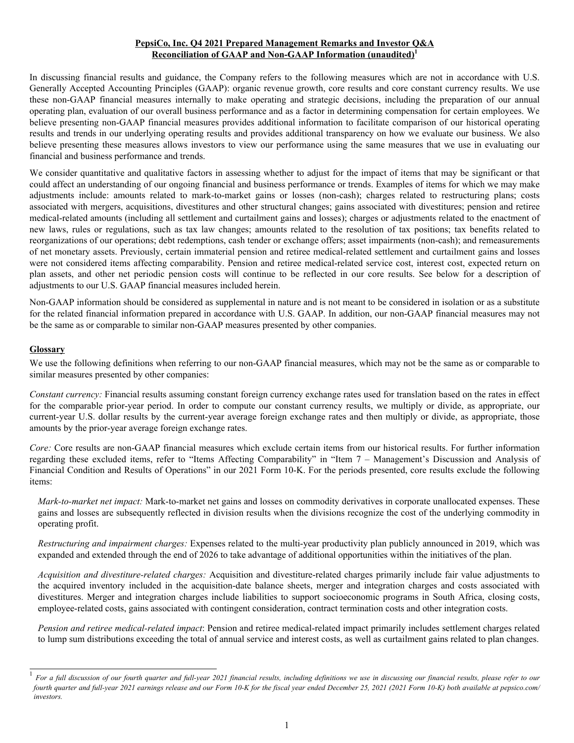**PepsiCo, Inc. Q4 2021 Prepared Management Remarks and Investor Q&A**
**Reconciliation of GAAP and Non-GAAP Information (unaudited)[1]**

In discussing financial results and guidance, the Company refers to the following measures which are not in accordance with U.S. Generally Accepted Accounting Principles (GAAP): organic revenue growth, core results and core constant currency results. We use these non-GAAP financial measures internally to make operating and strategic decisions, including the preparation of our annual operating plan, evaluation of our overall business performance and as a factor in determining compensation for certain employees. We believe presenting non-GAAP financial measures provides additional information to facilitate comparison of our historical operating results and trends in our underlying operating results and provides additional transparency on how we evaluate our business. We also believe presenting these measures allows investors to view our performance using the same measures that we use in evaluating our financial and business performance and trends.

We consider quantitative and qualitative factors in assessing whether to adjust for the impact of items that may be significant or that could affect an understanding of our ongoing financial and business performance or trends. Examples of items for which we may make adjustments include: amounts related to mark-to-market gains or losses (non-cash); charges related to restructuring plans; costs associated with mergers, acquisitions, divestitures and other structural changes; gains associated with divestitures; pension and retiree medical-related amounts (including all settlement and curtailment gains and losses); charges or adjustments related to the enactment of new laws, rules or regulations, such as tax law changes; amounts related to the resolution of tax positions; tax benefits related to reorganizations of our operations; debt redemptions, cash tender or exchange offers; asset impairments (non-cash); and remeasurements of net monetary assets. Previously, certain immaterial pension and retiree medical-related settlement and curtailment gains and losses were not considered items affecting comparability. Pension and retiree medical-related service cost, interest cost, expected return on plan assets, and other net periodic pension costs will continue to be reflected in our core results. See below for a description of adjustments to our U.S. GAAP financial measures included herein.

Non-GAAP information should be considered as supplemental in nature and is not meant to be considered in isolation or as a substitute for the related financial information prepared in accordance with U.S. GAAP. In addition, our non-GAAP financial measures may not be the same as or comparable to similar non-GAAP measures presented by other companies.

## Glossary

We use the following definitions when referring to our non-GAAP financial measures, which may not be the same as or comparable to similar measures presented by other companies:

*Constant currency:* Financial results assuming constant foreign currency exchange rates used for translation based on the rates in effect for the comparable prior-year period. In order to compute our constant currency results, we multiply or divide, as appropriate, our current-year U.S. dollar results by the current-year average foreign exchange rates and then multiply or divide, as appropriate, those amounts by the prior-year average foreign exchange rates.

*Core:* Core results are non-GAAP financial measures which exclude certain items from our historical results. For further information regarding these excluded items, refer to "Items Affecting Comparability" in "Item 7 – Management's Discussion and Analysis of Financial Condition and Results of Operations" in our 2021 Form 10-K. For the periods presented, core results exclude the following items:

*Mark-to-market net impact:* Mark-to-market net gains and losses on commodity derivatives in corporate unallocated expenses. These gains and losses are subsequently reflected in division results when the divisions recognize the cost of the underlying commodity in operating profit.

*Restructuring and impairment charges:* Expenses related to the multi-year productivity plan publicly announced in 2019, which was expanded and extended through the end of 2026 to take advantage of additional opportunities within the initiatives of the plan.

*Acquisition and divestiture-related charges:* Acquisition and divestiture-related charges primarily include fair value adjustments to the acquired inventory included in the acquisition-date balance sheets, merger and integration charges and costs associated with divestitures. Merger and integration charges include liabilities to support socioeconomic programs in South Africa, closing costs, employee-related costs, gains associated with contingent consideration, contract termination costs and other integration costs.

*Pension and retiree medical-related impact*: Pension and retiree medical-related impact primarily includes settlement charges related to lump sum distributions exceeding the total of annual service and interest costs, as well as curtailment gains related to plan changes.

---

[1] *For a full discussion of our fourth quarter and full-year 2021 financial results, including definitions we use in discussing our financial results, please refer to our fourth quarter and full-year 2021 earnings release and our Form 10-K for the fiscal year ended December 25, 2021 (2021 Form 10-K) both available at pepsico.com/investors.*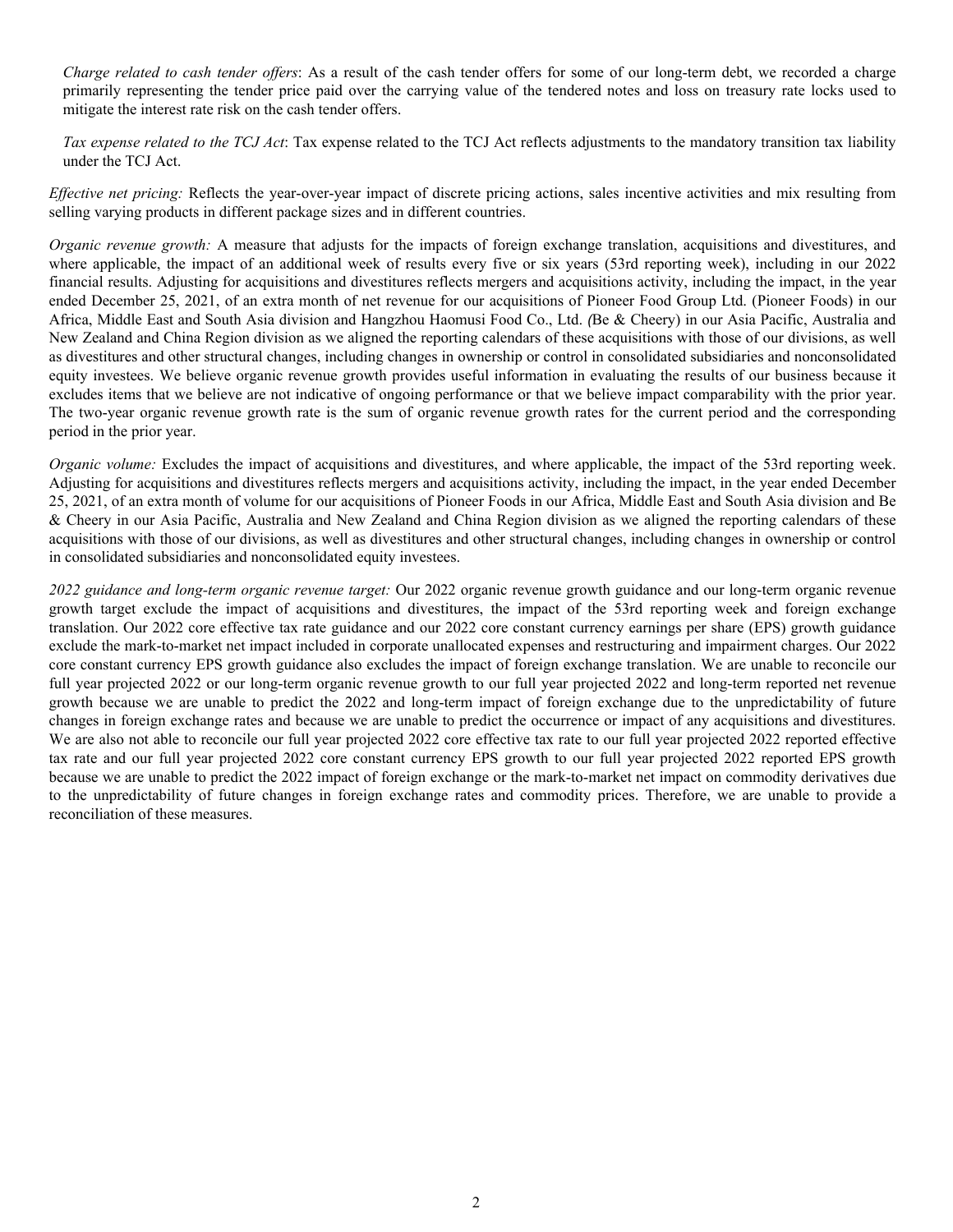*Charge related to cash tender offers*: As a result of the cash tender offers for some of our long-term debt, we recorded a charge primarily representing the tender price paid over the carrying value of the tendered notes and loss on treasury rate locks used to mitigate the interest rate risk on the cash tender offers.

*Tax expense related to the TCJ Act*: Tax expense related to the TCJ Act reflects adjustments to the mandatory transition tax liability under the TCJ Act.

*Effective net pricing:* Reflects the year-over-year impact of discrete pricing actions, sales incentive activities and mix resulting from selling varying products in different package sizes and in different countries.

*Organic revenue growth:* A measure that adjusts for the impacts of foreign exchange translation, acquisitions and divestitures, and where applicable, the impact of an additional week of results every five or six years (53rd reporting week), including in our 2022 financial results. Adjusting for acquisitions and divestitures reflects mergers and acquisitions activity, including the impact, in the year ended December 25, 2021, of an extra month of net revenue for our acquisitions of Pioneer Food Group Ltd. (Pioneer Foods) in our Africa, Middle East and South Asia division and Hangzhou Haomusi Food Co., Ltd. *(*Be & Cheery) in our Asia Pacific, Australia and New Zealand and China Region division as we aligned the reporting calendars of these acquisitions with those of our divisions, as well as divestitures and other structural changes, including changes in ownership or control in consolidated subsidiaries and nonconsolidated equity investees. We believe organic revenue growth provides useful information in evaluating the results of our business because it excludes items that we believe are not indicative of ongoing performance or that we believe impact comparability with the prior year. The two-year organic revenue growth rate is the sum of organic revenue growth rates for the current period and the corresponding period in the prior year.

*Organic volume:* Excludes the impact of acquisitions and divestitures, and where applicable, the impact of the 53rd reporting week. Adjusting for acquisitions and divestitures reflects mergers and acquisitions activity, including the impact, in the year ended December 25, 2021, of an extra month of volume for our acquisitions of Pioneer Foods in our Africa, Middle East and South Asia division and Be & Cheery in our Asia Pacific, Australia and New Zealand and China Region division as we aligned the reporting calendars of these acquisitions with those of our divisions, as well as divestitures and other structural changes, including changes in ownership or control in consolidated subsidiaries and nonconsolidated equity investees.

*2022 guidance and long-term organic revenue target:* Our 2022 organic revenue growth guidance and our long-term organic revenue growth target exclude the impact of acquisitions and divestitures, the impact of the 53rd reporting week and foreign exchange translation. Our 2022 core effective tax rate guidance and our 2022 core constant currency earnings per share (EPS) growth guidance exclude the mark-to-market net impact included in corporate unallocated expenses and restructuring and impairment charges. Our 2022 core constant currency EPS growth guidance also excludes the impact of foreign exchange translation. We are unable to reconcile our full year projected 2022 or our long-term organic revenue growth to our full year projected 2022 and long-term reported net revenue growth because we are unable to predict the 2022 and long-term impact of foreign exchange due to the unpredictability of future changes in foreign exchange rates and because we are unable to predict the occurrence or impact of any acquisitions and divestitures. We are also not able to reconcile our full year projected 2022 core effective tax rate to our full year projected 2022 reported effective tax rate and our full year projected 2022 core constant currency EPS growth to our full year projected 2022 reported EPS growth because we are unable to predict the 2022 impact of foreign exchange or the mark-to-market net impact on commodity derivatives due to the unpredictability of future changes in foreign exchange rates and commodity prices. Therefore, we are unable to provide a reconciliation of these measures.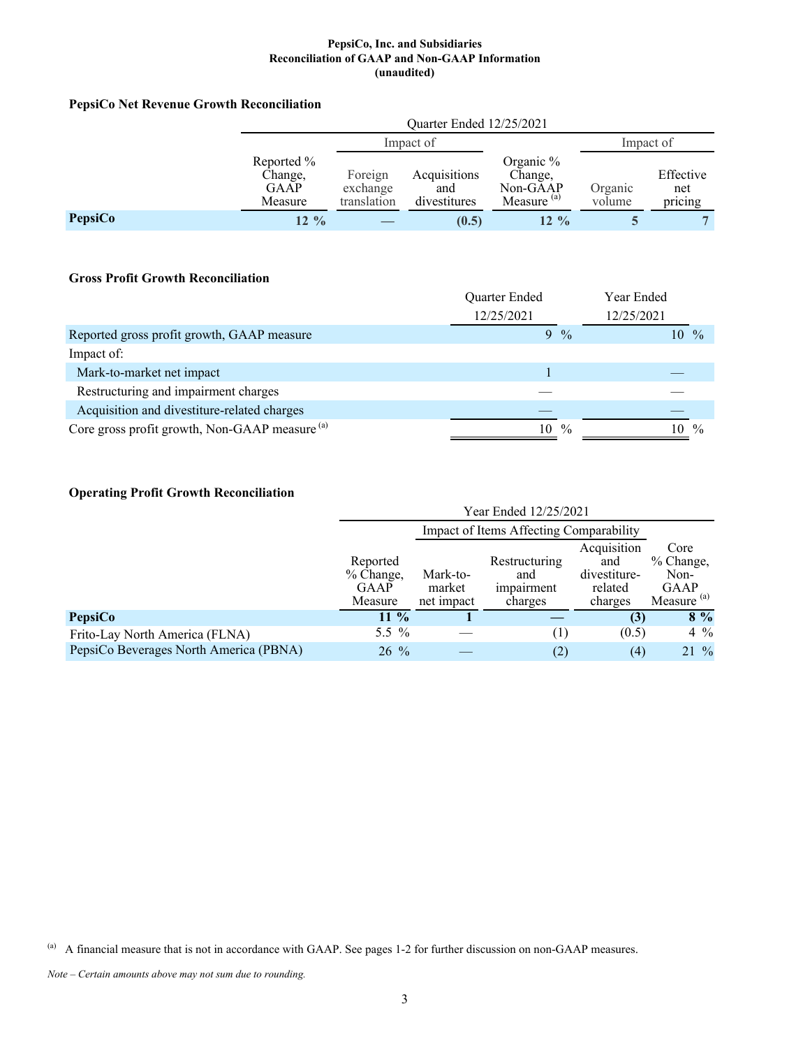**PepsiCo, Inc. and Subsidiaries**
**Reconciliation of GAAP and Non-GAAP Information**
**(unaudited)**

### PepsiCo Net Revenue Growth Reconciliation

| | Quarter Ended 12/25/2021 | | | | | |
|---|---|---|---|---|---|---|
| | | Impact of | | | Impact of | |
| | Reported % Change, GAAP Measure | Foreign exchange translation | Acquisitions and divestitures | Organic % Change, Non-GAAP Measure [(a)] | Organic volume | Effective net pricing |
| **PepsiCo** | **12 %** | **—** | **(0.5)** | **12 %** | **5** | **7** |

### Gross Profit Growth Reconciliation

| | Quarter Ended 12/25/2021 | Year Ended 12/25/2021 |
|---|---|---|
| Reported gross profit growth, GAAP measure | 9 % | 10 % |
| Impact of: | | |
| Mark-to-market net impact | 1 | — |
| Restructuring and impairment charges | — | — |
| Acquisition and divestiture-related charges | — | — |
| Core gross profit growth, Non-GAAP measure [(a)] | 10 % | 10 % |

### Operating Profit Growth Reconciliation

| | Year Ended 12/25/2021 | | | | |
|---|---|---|---|---|---|
| | | Impact of Items Affecting Comparability | | | |
| | Reported % Change, GAAP Measure | Mark-to-market net impact | Restructuring and impairment charges | Acquisition and divestiture-related charges | Core % Change, Non-GAAP Measure [(a)] |
| **PepsiCo** | **11 %** | **1** | **—** | **(3)** | **8 %** |
| Frito-Lay North America (FLNA) | 5.5 % | — | (1) | (0.5) | 4 % |
| PepsiCo Beverages North America (PBNA) | 26 % | — | (2) | (4) | 21 % |

(a) A financial measure that is not in accordance with GAAP. See pages 1-2 for further discussion on non-GAAP measures.

*Note – Certain amounts above may not sum due to rounding.*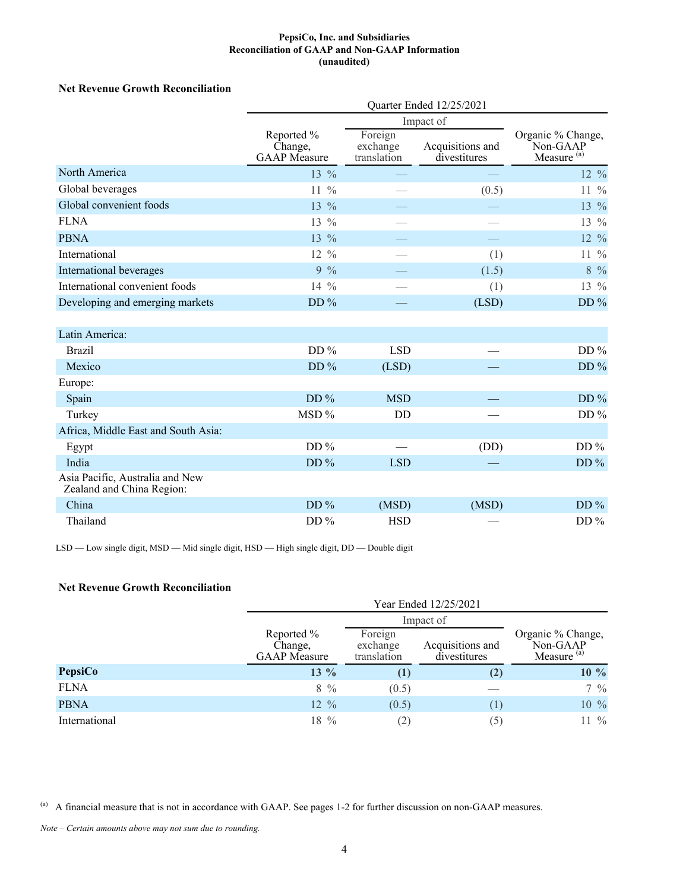**PepsiCo, Inc. and Subsidiaries**
**Reconciliation of GAAP and Non-GAAP Information**
**(unaudited)**

### Net Revenue Growth Reconciliation

| | Quarter Ended 12/25/2021 | | | |
|---|---|---|---|---|
| | | Impact of | | |
| | Reported % Change, GAAP Measure | Foreign exchange translation | Acquisitions and divestitures | Organic % Change, Non-GAAP Measure [(a)] |
| North America | 13 % | — | — | 12 % |
| Global beverages | 11 % | — | (0.5) | 11 % |
| Global convenient foods | 13 % | — | — | 13 % |
| FLNA | 13 % | — | — | 13 % |
| PBNA | 13 % | — | — | 12 % |
| International | 12 % | — | (1) | 11 % |
| International beverages | 9 % | — | (1.5) | 8 % |
| International convenient foods | 14 % | — | (1) | 13 % |
| Developing and emerging markets | DD % | — | (LSD) | DD % |
| | | | | |
| Latin America: | | | | |
| Brazil | DD % | LSD | — | DD % |
| Mexico | DD % | (LSD) | — | DD % |
| Europe: | | | | |
| Spain | DD % | MSD | — | DD % |
| Turkey | MSD % | DD | — | DD % |
| Africa, Middle East and South Asia: | | | | |
| Egypt | DD % | — | (DD) | DD % |
| India | DD % | LSD | — | DD % |
| Asia Pacific, Australia and New Zealand and China Region: | | | | |
| China | DD % | (MSD) | (MSD) | DD % |
| Thailand | DD % | HSD | — | DD % |

LSD — Low single digit, MSD — Mid single digit, HSD — High single digit, DD — Double digit

### Net Revenue Growth Reconciliation

| | Year Ended 12/25/2021 | | | |
|---|---|---|---|---|
| | | Impact of | | |
| | Reported % Change, GAAP Measure | Foreign exchange translation | Acquisitions and divestitures | Organic % Change, Non-GAAP Measure [(a)] |
| **PepsiCo** | **13 %** | **(1)** | **(2)** | **10 %** |
| FLNA | 8 % | (0.5) | — | 7 % |
| PBNA | 12 % | (0.5) | (1) | 10 % |
| International | 18 % | (2) | (5) | 11 % |

(a) A financial measure that is not in accordance with GAAP. See pages 1-2 for further discussion on non-GAAP measures.

*Note – Certain amounts above may not sum due to rounding.*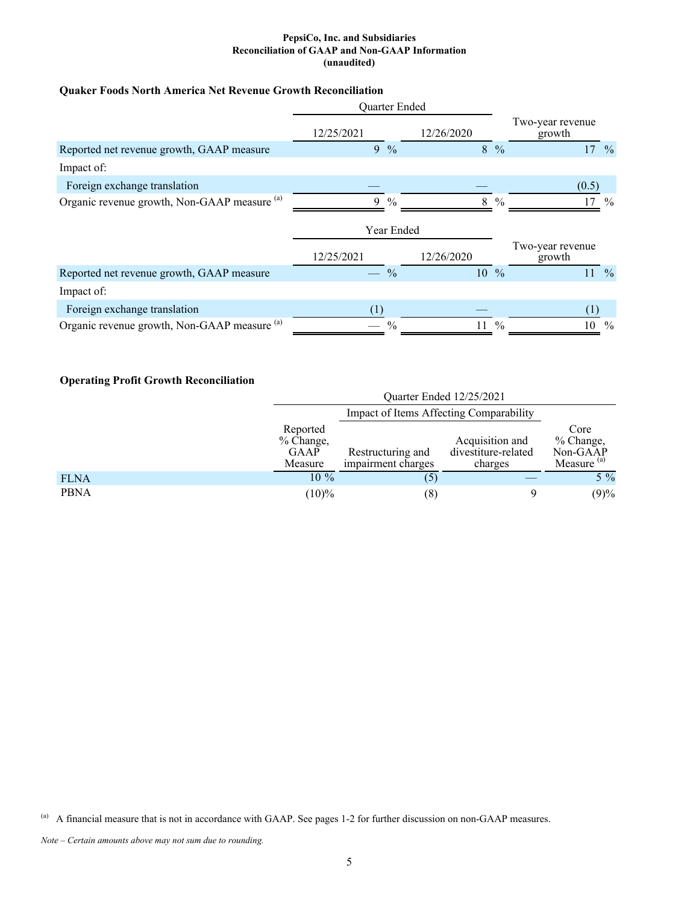**PepsiCo, Inc. and Subsidiaries**
**Reconciliation of GAAP and Non-GAAP Information**
**(unaudited)**

### Quaker Foods North America Net Revenue Growth Reconciliation

| | Quarter Ended | | |
|---|---|---|---|
| | 12/25/2021 | 12/26/2020 | Two-year revenue growth |
| Reported net revenue growth, GAAP measure | 9 % | 8 % | 17 % |
| Impact of: | | | |
| Foreign exchange translation | — | — | (0.5) |
| Organic revenue growth, Non-GAAP measure [(a)] | 9 % | 8 % | 17 % |

| | Year Ended | | |
|---|---|---|---|
| | 12/25/2021 | 12/26/2020 | Two-year revenue growth |
| Reported net revenue growth, GAAP measure | — % | 10 % | 11 % |
| Impact of: | | | |
| Foreign exchange translation | (1) | — | (1) |
| Organic revenue growth, Non-GAAP measure [(a)] | — % | 11 % | 10 % |

### Operating Profit Growth Reconciliation

| | Quarter Ended 12/25/2021 | | | |
|---|---|---|---|---|
| | | Impact of Items Affecting Comparability | | |
| | Reported % Change, GAAP Measure | Restructuring and impairment charges | Acquisition and divestiture-related charges | Core % Change, Non-GAAP Measure [(a)] |
| FLNA | 10 % | (5) | — | 5 % |
| PBNA | (10)% | (8) | 9 | (9)% |

(a) A financial measure that is not in accordance with GAAP. See pages 1-2 for further discussion on non-GAAP measures.

*Note – Certain amounts above may not sum due to rounding.*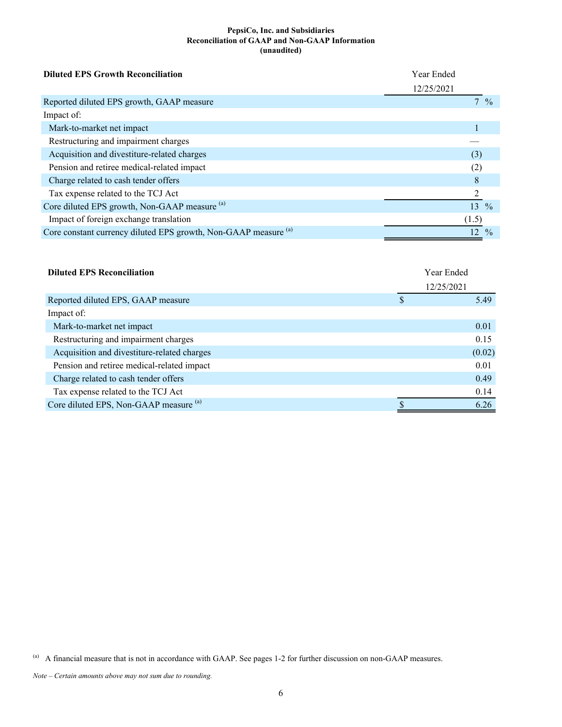**PepsiCo, Inc. and Subsidiaries**
**Reconciliation of GAAP and Non-GAAP Information**
**(unaudited)**

| **Diluted EPS Growth Reconciliation** | Year Ended 12/25/2021 |
|---|---|
| Reported diluted EPS growth, GAAP measure | 7 % |
| Impact of: | |
| Mark-to-market net impact | 1 |
| Restructuring and impairment charges | — |
| Acquisition and divestiture-related charges | (3) |
| Pension and retiree medical-related impact | (2) |
| Charge related to cash tender offers | 8 |
| Tax expense related to the TCJ Act | 2 |
| Core diluted EPS growth, Non-GAAP measure [(a)] | 13 % |
| Impact of foreign exchange translation | (1.5) |
| Core constant currency diluted EPS growth, Non-GAAP measure [(a)] | 12 % |

| **Diluted EPS Reconciliation** | Year Ended 12/25/2021 |
|---|---|
| Reported diluted EPS, GAAP measure | $ 5.49 |
| Impact of: | |
| Mark-to-market net impact | 0.01 |
| Restructuring and impairment charges | 0.15 |
| Acquisition and divestiture-related charges | (0.02) |
| Pension and retiree medical-related impact | 0.01 |
| Charge related to cash tender offers | 0.49 |
| Tax expense related to the TCJ Act | 0.14 |
| Core diluted EPS, Non-GAAP measure [(a)] | $ 6.26 |

[(a)] A financial measure that is not in accordance with GAAP. See pages 1-2 for further discussion on non-GAAP measures.

*Note – Certain amounts above may not sum due to rounding.*